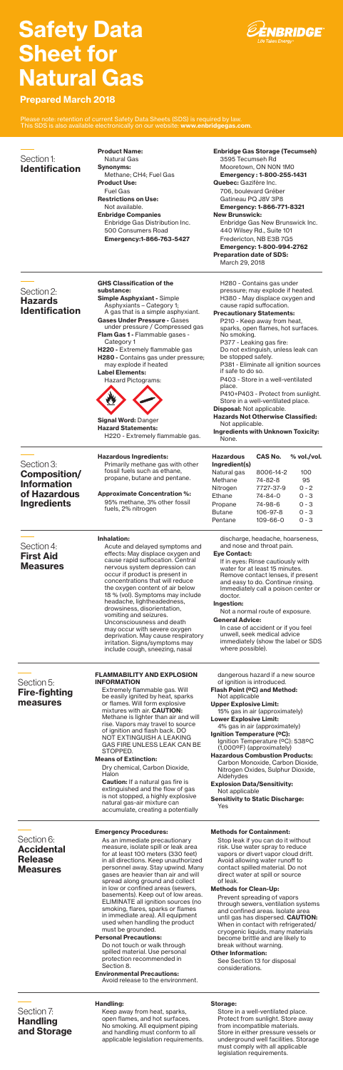# Safety Data Sheet for Natural Gas

## Prepared March 2018

Please note: retention of current Safety Data Sheets (SDS) is required by law. This SDS is also available electronically on our website: **www.enbridgegas.com**.

## Section 1: Identification

**Product Name:**
Natural Gas

**Synonyms:**
Methane; CH4; Fuel Gas

**Product Use:**
Fuel Gas

**Restrictions on Use:**
Not available.

**Enbridge Companies**
Enbridge Gas Distribution Inc.
500 Consumers Road
**Emergency:1-866-763-5427**

**Enbridge Gas Storage (Tecumseh)**
3595 Tecumseh Rd
Mooretown, ON N0N 1M0
**Emergency : 1-800-255-1431**

**Quebec:** Gazifère Inc.
706, boulevard Gréber
Gatineau PQ J8V 3P8
**Emergency: 1-866-771-8321**

**New Brunswick:**
Enbridge Gas New Brunswick Inc.
440 Wilsey Rd., Suite 101
Fredericton, NB E3B 7G5
**Emergency: 1-800-994-2762**

**Preparation date of SDS:**
March 29, 2018

## Section 2: Hazards Identification

**GHS Classification of the substance:**

**Simple Asphyxiant -** Simple Asphyxiants – Category 1; A gas that is a simple asphyxiant.

**Gases Under Pressure -** Gases under pressure / Compressed gas

**Flam Gas 1 -** Flammable gases - Category 1

**H220 -** Extremely flammable gas

**H280 -** Contains gas under pressure; may explode if heated

**Label Elements:**
Hazard Pictograms:

**Signal Word:** Danger

**Hazard Statements:**
H220 - Extremely flammable gas.
H280 - Contains gas under pressure; may explode if heated.
H380 - May displace oxygen and cause rapid suffocation.

**Precautionary Statements:**
P210 - Keep away from heat, sparks, open flames, hot surfaces. No smoking.
P377 - Leaking gas fire: Do not extinguish, unless leak can be stopped safely.
P381 - Eliminate all ignition sources if safe to do so.
P403 - Store in a well-ventilated place.
P410+P403 - Protect from sunlight. Store in a well-ventilated place.

**Disposal:** Not applicable.

**Hazards Not Otherwise Classified:**
Not applicable.

**Ingredients with Unknown Toxicity:**
None.

## Section 3: Composition/Information of Hazardous Ingredients

**Hazardous Ingredients:**
Primarily methane gas with other fossil fuels such as ethane, propane, butane and pentane.

**Approximate Concentration %:**
95% methane, 3% other fossil fuels, 2% nitrogen

| Hazardous Ingredient(s) | CAS No. | % vol./vol. |
|---|---|---|
| Natural gas | 8006-14-2 | 100 |
| Methane | 74-82-8 | 95 |
| Nitrogen | 7727-37-9 | 0 - 2 |
| Ethane | 74-84-0 | 0 - 3 |
| Propane | 74-98-6 | 0 - 3 |
| Butane | 106-97-8 | 0 - 3 |
| Pentane | 109-66-0 | 0 - 3 |

## Section 4: First Aid Measures

**Inhalation:**
Acute and delayed symptoms and effects: May displace oxygen and cause rapid suffocation. Central nervous system depression can occur if product is present in concentrations that will reduce the oxygen content of air below 18 % (vol). Symptoms may include headache, lightheadedness, drowsiness, disorientation, vomiting and seizures. Unconsciousness and death may occur with severe oxygen deprivation. May cause respiratory irritation. Signs/symptoms may include cough, sneezing, nasal discharge, headache, hoarseness, and nose and throat pain.

**Eye Contact:**
If in eyes: Rinse cautiously with water for at least 15 minutes. Remove contact lenses, if present and easy to do. Continue rinsing. Immediately call a poison center or doctor.

**Ingestion:**
Not a normal route of exposure.

**General Advice:**
In case of accident or if you feel unwell, seek medical advice immediately (show the label or SDS where possible).

## Section 5: Fire-fighting measures

**FLAMMABILITY AND EXPLOSION INFORMATION**

Extremely flammable gas. Will be easily ignited by heat, sparks or flames. Will form explosive mixtures with air. **CAUTION:** Methane is lighter than air and will rise. Vapors may travel to source of ignition and flash back. DO NOT EXTINGUISH A LEAKING GAS FIRE UNLESS LEAK CAN BE STOPPED.

**Means of Extinction:**
Dry chemical, Carbon Dioxide, Halon

**Caution:** If a natural gas fire is extinguished and the flow of gas is not stopped, a highly explosive natural gas-air mixture can accumulate, creating a potentially dangerous hazard if a new source of ignition is introduced.

**Flash Point (ºC) and Method:**
Not applicable

**Upper Explosive Limit:**
15% gas in air (approximately)

**Lower Explosive Limit:**
4% gas in air (approximately)

**Ignition Temperature (ºC):**
Ignition Temperature (ºC): 538ºC (1,000ºF) (approximately)

**Hazardous Combustion Products:**
Carbon Monoxide, Carbon Dioxide, Nitrogen Oxides, Sulphur Dioxide, Aldehydes

**Explosion Data/Sensitivity:**
Not applicable

**Sensitivity to Static Discharge:**
Yes

## Section 6: Accidental Release Measures

**Emergency Procedures:**
As an immediate precautionary measure, isolate spill or leak area for at least 100 meters (330 feet) in all directions. Keep unauthorized personnel away. Stay upwind. Many gases are heavier than air and will spread along ground and collect in low or confined areas (sewers, basements). Keep out of low areas. ELIMINATE all ignition sources (no smoking, flares, sparks or flames in immediate area). All equipment used when handling the product must be grounded.

**Personal Precautions:**
Do not touch or walk through spilled material. Use personal protection recommended in Section 8.

**Environmental Precautions:**
Avoid release to the environment.

**Methods for Containment:**
Stop leak if you can do it without risk. Use water spray to reduce vapors or divert vapor cloud drift. Avoid allowing water runoff to contact spilled material. Do not direct water at spill or source of leak.

**Methods for Clean-Up:**
Prevent spreading of vapors through sewers, ventilation systems and confined areas. Isolate area until gas has dispersed. **CAUTION:** When in contact with refrigerated/cryogenic liquids, many materials become brittle and are likely to break without warning.

**Other Information:**
See Section 13 for disposal considerations.

## Section 7: Handling and Storage

**Handling:**
Keep away from heat, sparks, open flames, and hot surfaces. No smoking. All equipment piping and handling must conform to all applicable legislation requirements.

**Storage:**
Store in a well-ventilated place. Protect from sunlight. Store away from incompatible materials. Store in either pressure vessels or underground well facilities. Storage must comply with all applicable legislation requirements.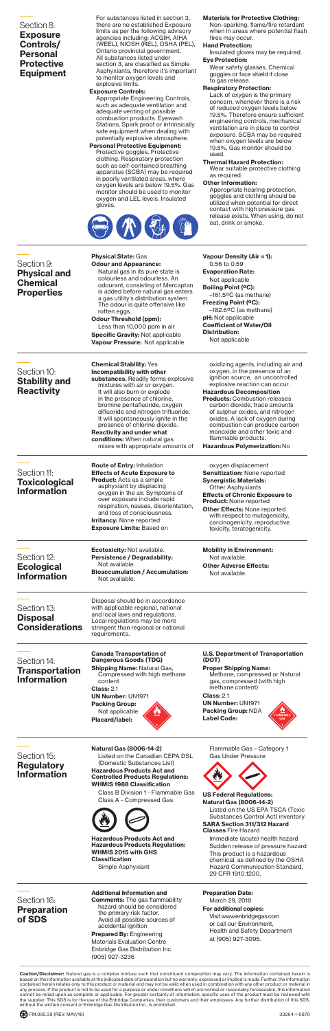## Section 8: Exposure Controls/ Personal Protective Equipment

For substances listed in section 3, there are no established Exposure limits as per the following advisory agencies including: ACGIH, AIHA (WEEL), NIOSH (REL), OSHA (PEL), Ontario provincial government. All substances listed under section 3, are classified as Simple Asphyxiants, therefore it's important to monitor oxygen levels and explosive limits.

**Exposure Controls:**
Appropriate Engineering Controls, such as adequate ventilation and adequate venting of possible combustion products. Eyewash Stations. Spark proof or intrinsically safe equipment when dealing with potentially explosive atmosphere.

**Personal Protective Equipment:**
Protective goggles. Protective clothing. Respiratory protection such as self-contained breathing apparatus (SCBA) may be required in poorly ventilated areas, where oxygen levels are below 19.5%. Gas monitor should be used to monitor oxygen and LEL levels. Insulated gloves.

**Materials for Protective Clothing:**
Non-sparking, flame/fire retardant when in areas where potential flash fires may occur.

**Hand Protection:**
Insulated gloves may be required.

**Eye Protection:**
Wear safety glasses. Chemical goggles or face shield if close to gas release.

**Respiratory Protection:**
Lack of oxygen is the primary concern, whenever there is a risk of reduced oxygen levels below 19.5%. Therefore ensure sufficient engineering controls, mechanical ventilation are in place to control exposure. SCBA may be required when oxygen levels are below 19.5%. Gas monitor should be used.

**Thermal Hazard Protection:**
Wear suitable protective clothing as required.

**Other Information:**
Appropriate hearing protection, goggles and clothing should be utilized when potential for direct contact with high pressure gas release exists. When using, do not eat, drink or smoke.

## Section 9: Physical and Chemical Properties

**Physical State:** Gas

**Odour and Appearance:**
Natural gas in its pure state is colourless and odourless. An odourant, consisting of Mercaptan is added before natural gas enters a gas utility's distribution system. The odour is quite offensive like rotten eggs.

**Odour Threshold (ppm):**
Less than 10,000 ppm in air

**Specific Gravity:** Not applicable

**Vapour Pressure:** Not applicable

**Vapour Density (Air = 1):**
0.56 to 0.59

**Evaporation Rate:**
Not applicable

**Boiling Point (ºC):**
–161.5ºC (as methane)

**Freezing Point (ºC):**
–182.6ºC (as methane)

**pH:** Not applicable

**Coefficient of Water/Oil Distribution:**
Not applicable

## Section 10: Stability and Reactivity

**Chemical Stability:** Yes

**Incompatibility with other substances.** Readily forms explosive mixtures with air or oxygen. It will also burn or explode in the presence of chlorine, bromine pentafluoride, oxygen difluoride and nitrogen trifluoride. It will spontaneously ignite in the presence of chlorine dioxide.

**Reactivity and under what conditions:** When natural gas mixes with appropriate amounts of oxidizing agents, including air and oxygen, in the presence of an ignition source, an uncontrolled explosive reaction can occur.

**Hazardous Decomposition Products:** Combustion releases carbon dioxide, trace amounts of sulphur oxides, and nitrogen oxides. A lack of oxygen during combustion can produce carbon monoxide and other toxic and flammable products.

**Hazardous Polymerization:** No

## Section 11: Toxicological Information

**Route of Entry:** Inhalation

**Effects of Acute Exposure to Product:** Acts as a simple asphyxiant by displacing oxygen in the air. Symptoms of over exposure include rapid respiration, nausea, disorientation, and loss of consciousness.

**Irritancy:** None reported

**Exposure Limits:** Based on oxygen displacement

**Sensitization:** None reported

**Synergistic Materials:**
Other Asphyxiants

**Effects of Chronic Exposure to Product:** None reported

**Other Effects:** None reported with respect to mutagenicity, carcinogenicity, reproductive toxicity, teratogenicity.

## Section 12: Ecological Information

**Ecotoxicity:** Not available.

**Persistence / Degradability:**
Not available.

**Bioaccumulation / Accumulation:**
Not available.

**Mobility in Environment:**
Not available.

**Other Adverse Effects:**
Not available.

## Section 13: Disposal Considerations

Disposal should be in accordance with applicable regional, national and local laws and regulations. Local regulations may be more stringent than regional or national requirements.

## Section 14: Transportation Information

**Canada Transportation of Dangerous Goods (TDG)**

**Shipping Name:** Natural Gas, Compressed with high methane content

**Class:** 2.1

**UN Number:** UN1971

**Packing Group:**
Not applicable

**Placard/label:**

**U.S. Department of Transportation (DOT)**

**Proper Shipping Name:**
Methane, compressed or Natural gas, compressed (with high methane content)

**Class:** 2.1

**UN Number:** UN1971

**Packing Group:** NDA

**Label Code:**

## Section 15: Regulatory Information

**Natural Gas (8006-14-2)**
Listed on the Canadian CEPA DSL (Domestic Substances List)

**Hazardous Products Act and Controlled Products Regulations: WHMIS 1988 Classification**
Class B Division 1 - Flammable Gas
Class A - Compressed Gas

**Hazardous Products Act and Hazardous Products Regulation: WHMIS 2015 with GHS Classification**
Simple Asphyxiant

Flammable Gas – Category 1
Gas Under Pressure

**US Federal Regulations:**

**Natural Gas (8006-14-2)**
Listed on the US EPA TSCA (Toxic Substances Control Act) inventory

**SARA Section 311/312 Hazard Classes** Fire Hazard
Immediate (acute) health hazard
Sudden release of pressure hazard
This product is a hazardous chemical, as defined by the OSHA Hazard Communication Standard, 29 CFR 1910.1200.

## Section 16: Preparation of SDS

**Additional Information and Comments:** The gas flammability hazard should be considered the primary risk factor. Avoid all possible sources of accidental ignition

**Prepared By:** Engineering Materials Evaluation Centre
Enbridge Gas Distribution Inc.
(905) 927-3236

**Preparation Date:**
March 29, 2018

**For additional copies:**
Visit www.enbridgegas.com or call our Environment, Health and Safety Department at (905) 927-3095.

**Caution/Disclaimer:** Natural gas is a complex mixture such that constituent composition may vary. The information contained herein is based on the information available at the indicated date of preparation but no warranty, expressed or implied is made. Further, the information contained herein relates only to this product or material and may not be valid when used in combination with any other product or material in any process. If the product is not to be used for a purpose or under conditions which are normal or reasonably foreseeable, this information cannot be relied upon as complete or applicable. For greater certainty of information, specific uses of the product must be reviewed with the supplier. This SDS is for the use of the Enbridge Companies, their customers and their employees. Any further distribution of this SDS, without the written consent of Enbridge Gas Distribution Inc., is prohibited.

FM.095.39 (REV. MAY/18) 30264-I-0670